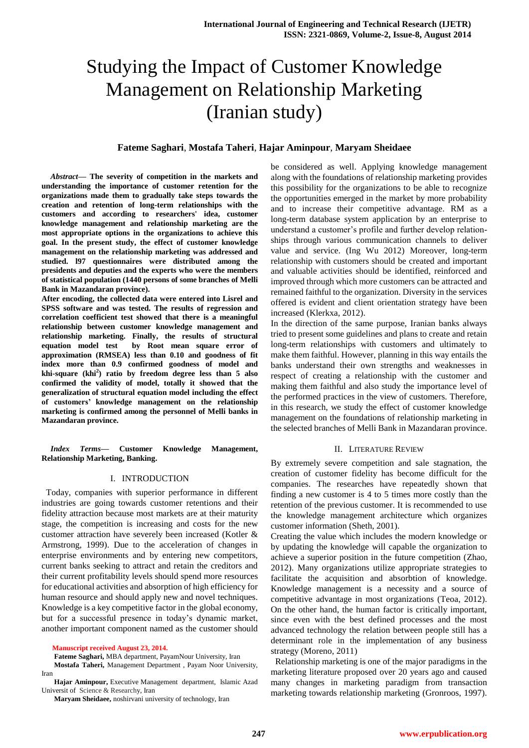# Studying the Impact of Customer Knowledge Management on Relationship Marketing (Iranian study)

**Fateme Saghari**, **Mostafa Taheri**, **Hajar Aminpour**, **Maryam Sheidaee**

***Abstract*— The severity of competition in the markets and understanding the importance of customer retention for the organizations made them to gradually take steps towards the creation and retention of long-term relationships with the customers and according to researchers' idea, customer knowledge management and relationship marketing are the most appropriate options in the organizations to achieve this goal. In the present study, the effect of customer knowledge management on the relationship marketing was addressed and studied. l97 questionnaires were distributed among the presidents and deputies and the experts who were the members of statistical population (1440 persons of some branches of Melli Bank in Mazandaran province).**

**After encoding, the collected data were entered into Lisrel and SPSS software and was tested. The results of regression and correlation coefficient test showed that there is a meaningful relationship between customer knowledge management and relationship marketing. Finally, the results of structural equation model test by Root mean square error of approximation (RMSEA) less than 0.10 and goodness of fit index more than 0.9 confirmed goodness of model and khi-square (khi$^2$) ratio by freedom degree less than 5 also confirmed the validity of model, totally it showed that the generalization of structural equation model including the effect of customers' knowledge management on the relationship marketing is confirmed among the personnel of Melli banks in Mazandaran province.**

***Index Terms*— Customer Knowledge Management, Relationship Marketing, Banking.**

Manuscript received August 23, 2014.

**Fateme Saghari,** MBA department, PayamNour University, Iran

**Mostafa Taheri,** Management Department , Payam Noor University, Iran

**Hajar Aminpour,** Executive Management department, Islamic Azad Universit of Science & Researchy, Iran

**Maryam Sheidaee,** noshirvani university of technology, Iran

## I. INTRODUCTION

Today, companies with superior performance in different industries are going towards customer retentions and their fidelity attraction because most markets are at their maturity stage, the competition is increasing and costs for the new customer attraction have severely been increased (Kotler & Armstrong, 1999). Due to the acceleration of changes in enterprise environments and by entering new competitors, current banks seeking to attract and retain the creditors and their current profitability levels should spend more resources for educational activities and absorption of high efficiency for human resource and should apply new and novel techniques. Knowledge is a key competitive factor in the global economy, but for a successful presence in today's dynamic market, another important component named as the customer should be considered as well. Applying knowledge management along with the foundations of relationship marketing provides this possibility for the organizations to be able to recognize the opportunities emerged in the market by more probability and to increase their competitive advantage. RM as a long-term database system application by an enterprise to understand a customer's profile and further develop relationships through various communication channels to deliver value and service. (Ing Wu 2012) Moreover, long-term relationship with customers should be created and important and valuable activities should be identified, reinforced and improved through which more customers can be attracted and remained faithful to the organization. Diversity in the services offered is evident and client orientation strategy have been increased (Klerkxa, 2012).

In the direction of the same purpose, Iranian banks always tried to present some guidelines and plans to create and retain long-term relationships with customers and ultimately to make them faithful. However, planning in this way entails the banks understand their own strengths and weaknesses in respect of creating a relationship with the customer and making them faithful and also study the importance level of the performed practices in the view of customers. Therefore, in this research, we study the effect of customer knowledge management on the foundations of relationship marketing in the selected branches of Melli Bank in Mazandaran province.

## II. LITERATURE REVIEW

By extremely severe competition and sale stagnation, the creation of customer fidelity has become difficult for the companies. The researches have repeatedly shown that finding a new customer is 4 to 5 times more costly than the retention of the previous customer. It is recommended to use the knowledge management architecture which organizes customer information (Sheth, 2001).

Creating the value which includes the modern knowledge or by updating the knowledge will capable the organization to achieve a superior position in the future competition (Zhao, 2012). Many organizations utilize appropriate strategies to facilitate the acquisition and absorbtion of knowledge. Knowledge management is a necessity and a source of competitive advantage in most organizations (Teoa, 2012). On the other hand, the human factor is critically important, since even with the best defined processes and the most advanced technology the relation between people still has a determinant role in the implementation of any business strategy (Moreno, 2011)

Relationship marketing is one of the major paradigms in the marketing literature proposed over 20 years ago and caused many changes in marketing paradigm from transaction marketing towards relationship marketing (Gronroos, 1997).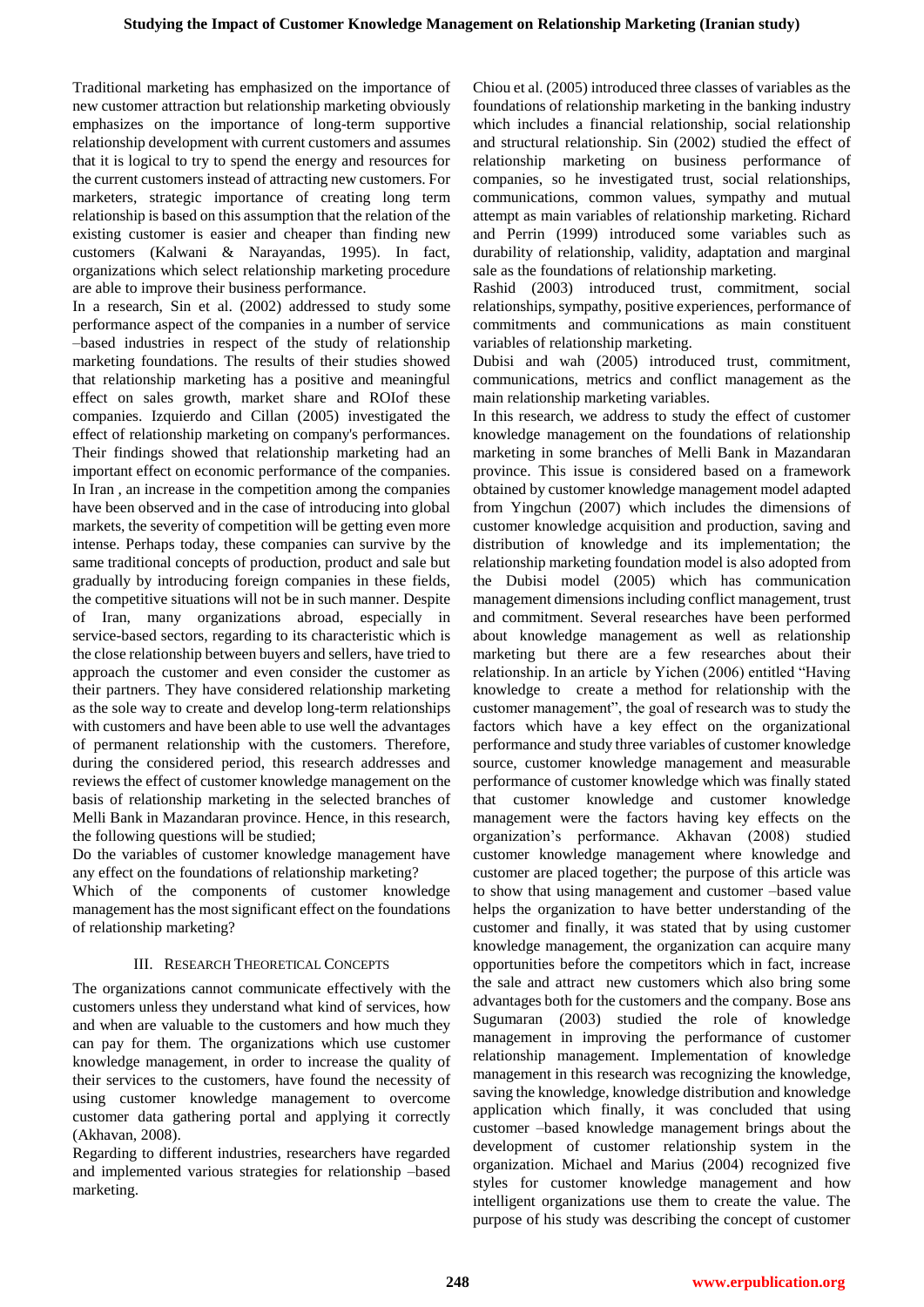Traditional marketing has emphasized on the importance of new customer attraction but relationship marketing obviously emphasizes on the importance of long-term supportive relationship development with current customers and assumes that it is logical to try to spend the energy and resources for the current customers instead of attracting new customers. For marketers, strategic importance of creating long term relationship is based on this assumption that the relation of the existing customer is easier and cheaper than finding new customers (Kalwani & Narayandas, 1995). In fact, organizations which select relationship marketing procedure are able to improve their business performance.

In a research, Sin et al. (2002) addressed to study some performance aspect of the companies in a number of service –based industries in respect of the study of relationship marketing foundations. The results of their studies showed that relationship marketing has a positive and meaningful effect on sales growth, market share and ROIof these companies. Izquierdo and Cillan (2005) investigated the effect of relationship marketing on company's performances. Their findings showed that relationship marketing had an important effect on economic performance of the companies. In Iran , an increase in the competition among the companies have been observed and in the case of introducing into global markets, the severity of competition will be getting even more intense. Perhaps today, these companies can survive by the same traditional concepts of production, product and sale but gradually by introducing foreign companies in these fields, the competitive situations will not be in such manner. Despite of Iran, many organizations abroad, especially in service-based sectors, regarding to its characteristic which is the close relationship between buyers and sellers, have tried to approach the customer and even consider the customer as their partners. They have considered relationship marketing as the sole way to create and develop long-term relationships with customers and have been able to use well the advantages of permanent relationship with the customers. Therefore, during the considered period, this research addresses and reviews the effect of customer knowledge management on the basis of relationship marketing in the selected branches of Melli Bank in Mazandaran province. Hence, in this research, the following questions will be studied;

Do the variables of customer knowledge management have any effect on the foundations of relationship marketing?

Which of the components of customer knowledge management has the most significant effect on the foundations of relationship marketing?

## III. Research Theoretical Concepts

The organizations cannot communicate effectively with the customers unless they understand what kind of services, how and when are valuable to the customers and how much they can pay for them. The organizations which use customer knowledge management, in order to increase the quality of their services to the customers, have found the necessity of using customer knowledge management to overcome customer data gathering portal and applying it correctly (Akhavan, 2008).

Regarding to different industries, researchers have regarded and implemented various strategies for relationship –based marketing.

Chiou et al. (2005) introduced three classes of variables as the foundations of relationship marketing in the banking industry which includes a financial relationship, social relationship and structural relationship. Sin (2002) studied the effect of relationship marketing on business performance of companies, so he investigated trust, social relationships, communications, common values, sympathy and mutual attempt as main variables of relationship marketing. Richard and Perrin (1999) introduced some variables such as durability of relationship, validity, adaptation and marginal sale as the foundations of relationship marketing.

Rashid (2003) introduced trust, commitment, social relationships, sympathy, positive experiences, performance of commitments and communications as main constituent variables of relationship marketing.

Dubisi and wah (2005) introduced trust, commitment, communications, metrics and conflict management as the main relationship marketing variables.

In this research, we address to study the effect of customer knowledge management on the foundations of relationship marketing in some branches of Melli Bank in Mazandaran province. This issue is considered based on a framework obtained by customer knowledge management model adapted from Yingchun (2007) which includes the dimensions of customer knowledge acquisition and production, saving and distribution of knowledge and its implementation; the relationship marketing foundation model is also adopted from the Dubisi model (2005) which has communication management dimensions including conflict management, trust and commitment. Several researches have been performed about knowledge management as well as relationship marketing but there are a few researches about their relationship. In an article by Yichen (2006) entitled "Having knowledge to create a method for relationship with the customer management", the goal of research was to study the factors which have a key effect on the organizational performance and study three variables of customer knowledge source, customer knowledge management and measurable performance of customer knowledge which was finally stated that customer knowledge and customer knowledge management were the factors having key effects on the organization's performance. Akhavan (2008) studied customer knowledge management where knowledge and customer are placed together; the purpose of this article was to show that using management and customer –based value helps the organization to have better understanding of the customer and finally, it was stated that by using customer knowledge management, the organization can acquire many opportunities before the competitors which in fact, increase the sale and attract new customers which also bring some advantages both for the customers and the company. Bose ans Sugumaran (2003) studied the role of knowledge management in improving the performance of customer relationship management. Implementation of knowledge management in this research was recognizing the knowledge, saving the knowledge, knowledge distribution and knowledge application which finally, it was concluded that using customer –based knowledge management brings about the development of customer relationship system in the organization. Michael and Marius (2004) recognized five styles for customer knowledge management and how intelligent organizations use them to create the value. The purpose of his study was describing the concept of customer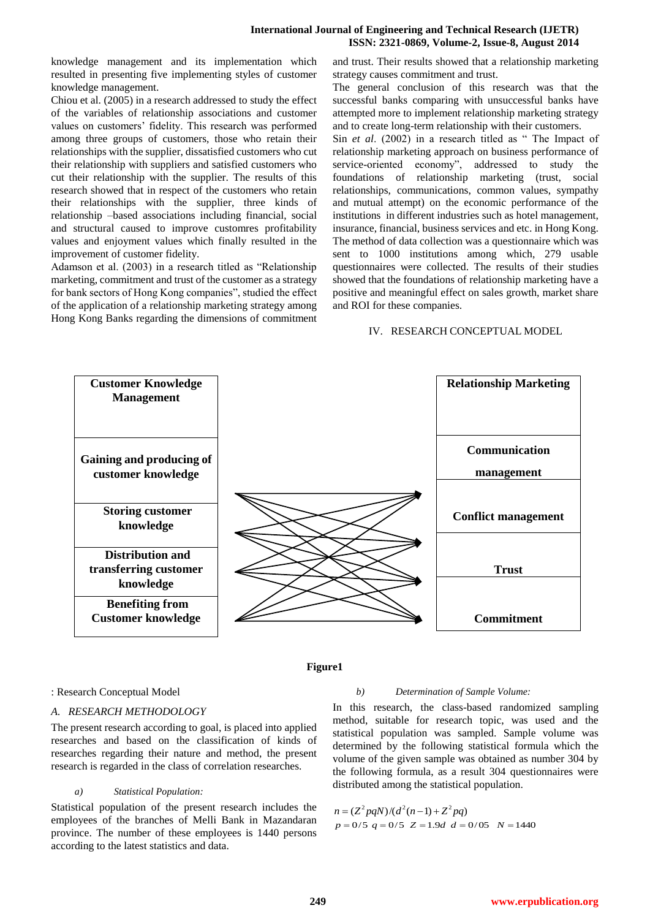knowledge management and its implementation which resulted in presenting five implementing styles of customer knowledge management.

Chiou et al. (2005) in a research addressed to study the effect of the variables of relationship associations and customer values on customers' fidelity. This research was performed among three groups of customers, those who retain their relationships with the supplier, dissatisfied customers who cut their relationship with suppliers and satisfied customers who cut their relationship with the supplier. The results of this research showed that in respect of the customers who retain their relationships with the supplier, three kinds of relationship –based associations including financial, social and structural caused to improve customres profitability values and enjoyment values which finally resulted in the improvement of customer fidelity.

Adamson et al. (2003) in a research titled as "Relationship marketing, commitment and trust of the customer as a strategy for bank sectors of Hong Kong companies", studied the effect of the application of a relationship marketing strategy among Hong Kong Banks regarding the dimensions of commitment and trust. Their results showed that a relationship marketing strategy causes commitment and trust.

The general conclusion of this research was that the successful banks comparing with unsuccessful banks have attempted more to implement relationship marketing strategy and to create long-term relationship with their customers.

Sin *et al*. (2002) in a research titled as " The Impact of relationship marketing approach on business performance of service-oriented economy", addressed to study the foundations of relationship marketing (trust, social relationships, communications, common values, sympathy and mutual attempt) on the economic performance of the institutions in different industries such as hotel management, insurance, financial, business services and etc. in Hong Kong. The method of data collection was a questionnaire which was sent to 1000 institutions among which, 279 usable questionnaires were collected. The results of their studies showed that the foundations of relationship marketing have a positive and meaningful effect on sales growth, market share and ROI for these companies.

## IV. RESEARCH CONCEPTUAL MODEL

| Customer Knowledge Management | | Relationship Marketing |
|---|---|---|
| Gaining and producing of customer knowledge | → | Communication management |
| Storing customer knowledge | → | Conflict management |
| Distribution and transferring customer knowledge | → | Trust |
| Benefiting from Customer knowledge | → | Commitment |

**Figure1**

: Research Conceptual Model

### *A. RESEARCH METHODOLOGY*

The present research according to goal, is placed into applied researches and based on the classification of kinds of researches regarding their nature and method, the present research is regarded in the class of correlation researches.

#### *a) Statistical Population:*

Statistical population of the present research includes the employees of the branches of Melli Bank in Mazandaran province. The number of these employees is 1440 persons according to the latest statistics and data.

#### *b) Determination of Sample Volume:*

In this research, the class-based randomized sampling method, suitable for research topic, was used and the statistical population was sampled. Sample volume was determined by the following statistical formula which the volume of the given sample was obtained as number 304 by the following formula, as a result 304 questionnaires were distributed among the statistical population.

$$n = (Z^2 pqN)/(d^2(n-1) + Z^2 pq)$$

$$p = 0/5 \quad q = 0/5 \quad Z = 1.9d \quad d = 0/05 \quad N = 1440$$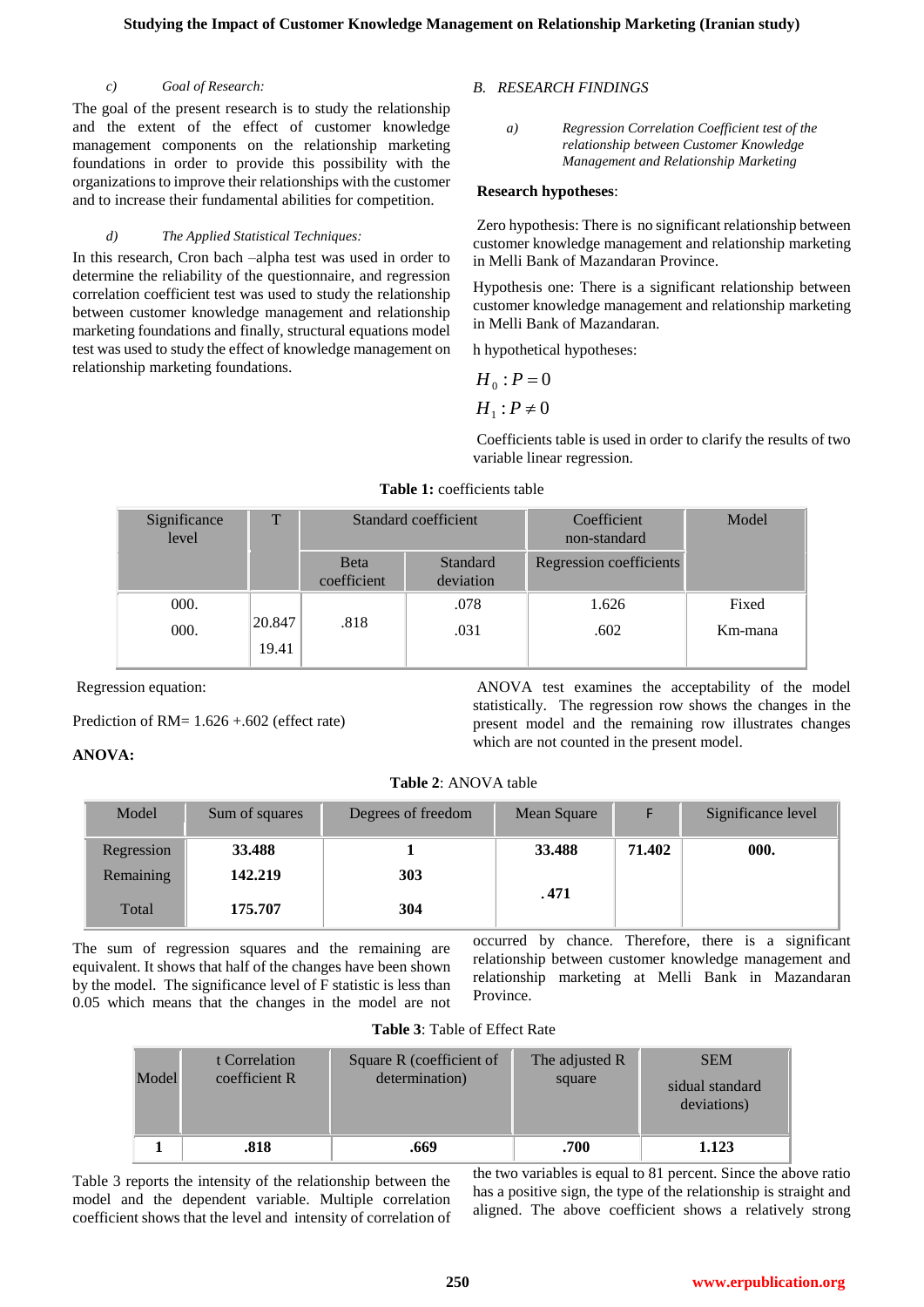### c) Goal of Research:

The goal of the present research is to study the relationship and the extent of the effect of customer knowledge management components on the relationship marketing foundations in order to provide this possibility with the organizations to improve their relationships with the customer and to increase their fundamental abilities for competition.

### d) The Applied Statistical Techniques:

In this research, Cron bach –alpha test was used in order to determine the reliability of the questionnaire, and regression correlation coefficient test was used to study the relationship between customer knowledge management and relationship marketing foundations and finally, structural equations model test was used to study the effect of knowledge management on relationship marketing foundations.

## B. RESEARCH FINDINGS

### a) Regression Correlation Coefficient test of the relationship between Customer Knowledge Management and Relationship Marketing

**Research hypotheses**:

Zero hypothesis: There is no significant relationship between customer knowledge management and relationship marketing in Melli Bank of Mazandaran Province.

Hypothesis one: There is a significant relationship between customer knowledge management and relationship marketing in Melli Bank of Mazandaran.

h hypothetical hypotheses:

$H_0 : P = 0$

$H_1 : P \neq 0$

Coefficients table is used in order to clarify the results of two variable linear regression.

**Table 1:** coefficients table

| Significance level | T | Standard coefficient | | Coefficient non-standard | Model |
|---|---|---|---|---|---|
| | | Beta coefficient | Standard deviation | Regression coefficients | |
| 000. | 20.847 | .818 | .078 | 1.626 | Fixed |
| 000. | 19.41 | | .031 | .602 | Km-mana |

Regression equation:

Prediction of RM= 1.626 +.602 (effect rate)

**ANOVA:**

ANOVA test examines the acceptability of the model statistically. The regression row shows the changes in the present model and the remaining row illustrates changes which are not counted in the present model.

**Table 2**: ANOVA table

| Model | Sum of squares | Degrees of freedom | Mean Square | F | Significance level |
|---|---|---|---|---|---|
| Regression | **33.488** | **1** | **33.488** | **71.402** | **000.** |
| Remaining | **142.219** | **303** | **.471** | | |
| Total | **175.707** | **304** | | | |

The sum of regression squares and the remaining are equivalent. It shows that half of the changes have been shown by the model. The significance level of F statistic is less than 0.05 which means that the changes in the model are not occurred by chance. Therefore, there is a significant relationship between customer knowledge management and relationship marketing at Melli Bank in Mazandaran Province.

**Table 3**: Table of Effect Rate

| Model | t Correlation coefficient R | Square R (coefficient of determination) | The adjusted R square | SEM sidual standard deviations) |
|---|---|---|---|---|
| **1** | **.818** | **.669** | **.700** | **1.123** |

Table 3 reports the intensity of the relationship between the model and the dependent variable. Multiple correlation coefficient shows that the level and intensity of correlation of the two variables is equal to 81 percent. Since the above ratio has a positive sign, the type of the relationship is straight and aligned. The above coefficient shows a relatively strong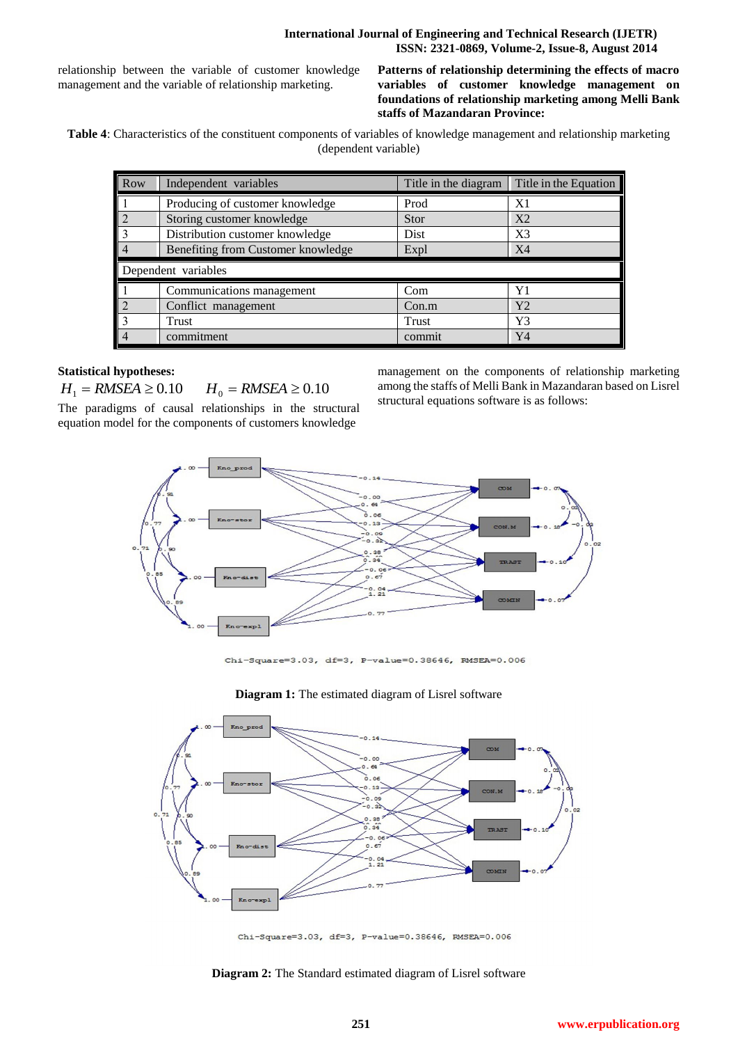relationship between the variable of customer knowledge management and the variable of relationship marketing.

**Patterns of relationship determining the effects of macro variables of customer knowledge management on foundations of relationship marketing among Melli Bank staffs of Mazandaran Province:**

**Table 4**: Characteristics of the constituent components of variables of knowledge management and relationship marketing (dependent variable)

| Row | Independent variables | Title in the diagram | Title in the Equation |
|---|---|---|---|
| 1 | Producing of customer knowledge | Prod | X1 |
| 2 | Storing customer knowledge | Stor | X2 |
| 3 | Distribution customer knowledge | Dist | X3 |
| 4 | Benefiting from Customer knowledge | Expl | X4 |
| Dependent variables | | | |
| 1 | Communications management | Com | Y1 |
| 2 | Conflict management | Con.m | Y2 |
| 3 | Trust | Trust | Y3 |
| 4 | commitment | commit | Y4 |

**Statistical hypotheses:**

$H_1 = RMSEA \geq 0.10 \qquad H_0 = RMSEA \geq 0.10$

The paradigms of causal relationships in the structural equation model for the components of customers knowledge management on the components of relationship marketing among the staffs of Melli Bank in Mazandaran based on Lisrel structural equations software is as follows:

Chi-Square=3.03, df=3, P-value=0.38646, RMSEA=0.006

**Diagram 1:** The estimated diagram of Lisrel software

Chi-Square=3.03, df=3, P-value=0.38646, RMSEA=0.006

**Diagram 2:** The Standard estimated diagram of Lisrel software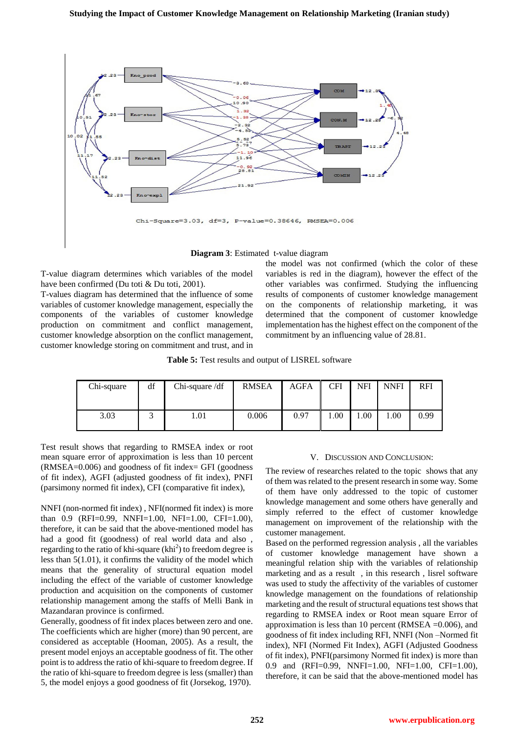Diagram 3: Estimated t-value diagram

T-value diagram determines which variables of the model have been confirmed (Du toti & Du toti, 2001).

T-values diagram has determined that the influence of some variables of customer knowledge management, especially the components of the variables of customer knowledge production on commitment and conflict management, customer knowledge absorption on the conflict management, customer knowledge storing on commitment and trust, and in the model was not confirmed (which the color of these variables is red in the diagram), however the effect of the other variables was confirmed. Studying the influencing results of components of customer knowledge management on the components of relationship marketing, it was determined that the component of customer knowledge implementation has the highest effect on the component of the commitment by an influencing value of 28.81.

**Table 5:** Test results and output of LISREL software

| Chi-square | df | Chi-square /df | RMSEA | AGFA | CFI | NFI | NNFI | RFI |
|---|---|---|---|---|---|---|---|---|
| 3.03 | 3 | 1.01 | 0.006 | 0.97 | 1.00 | 1.00 | 1.00 | 0.99 |

Test result shows that regarding to RMSEA index or root mean square error of approximation is less than 10 percent (RMSEA=0.006) and goodness of fit index= GFI (goodness of fit index), AGFI (adjusted goodness of fit index), PNFI (parsimony normed fit index), CFI (comparative fit index),

NNFI (non-normed fit index) , NFI(normed fit index) is more than 0.9 (RFI=0.99, NNFI=1.00, NFI=1.00, CFI=1.00), therefore, it can be said that the above-mentioned model has had a good fit (goodness) of real world data and also , regarding to the ratio of khi-square (khi$^2$) to freedom degree is less than 5(1.01), it confirms the validity of the model which means that the generality of structural equation model including the effect of the variable of customer knowledge production and acquisition on the components of customer relationship management among the staffs of Melli Bank in Mazandaran province is confirmed.

Generally, goodness of fit index places between zero and one. The coefficients which are higher (more) than 90 percent, are considered as acceptable (Hooman, 2005). As a result, the present model enjoys an acceptable goodness of fit. The other point is to address the ratio of khi-square to freedom degree. If the ratio of khi-square to freedom degree is less (smaller) than 5, the model enjoys a good goodness of fit (Jorsekog, 1970).

## V. Discussion and Conclusion:

The review of researches related to the topic shows that any of them was related to the present research in some way. Some of them have only addressed to the topic of customer knowledge management and some others have generally and simply referred to the effect of customer knowledge management on improvement of the relationship with the customer management.

Based on the performed regression analysis , all the variables of customer knowledge management have shown a meaningful relation ship with the variables of relationship marketing and as a result , in this research , lisrel software was used to study the affectivity of the variables of customer knowledge management on the foundations of relationship marketing and the result of structural equations test shows that regarding to RMSEA index or Root mean square Error of approximation is less than 10 percent (RMSEA =0.006), and goodness of fit index including RFI, NNFI (Non –Normed fit index), NFI (Normed Fit Index), AGFI (Adjusted Goodness of fit index), PNFI(parsimony Normed fit index) is more than 0.9 and (RFI=0.99, NNFI=1.00, NFI=1.00, CFI=1.00), therefore, it can be said that the above-mentioned model has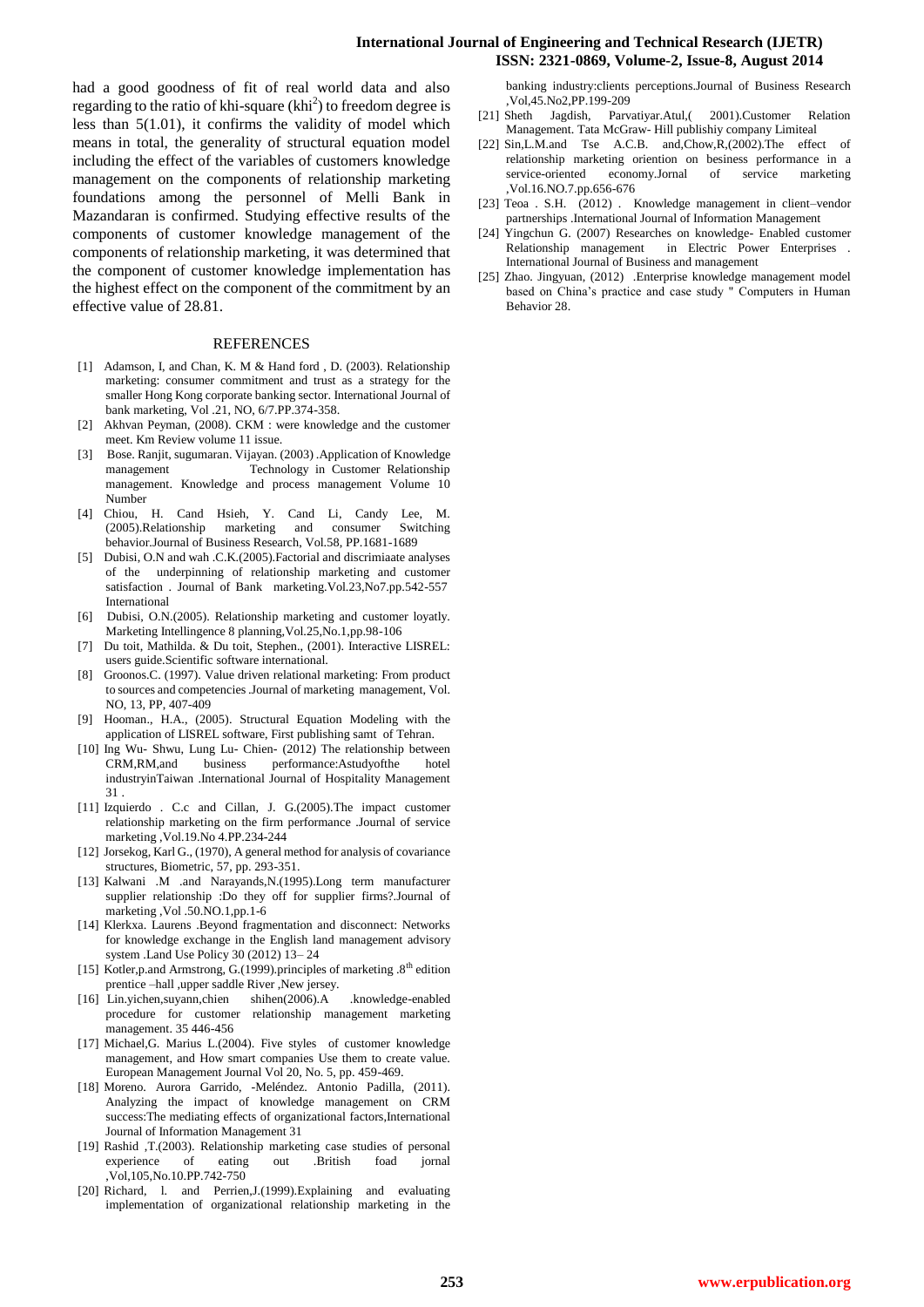had a good goodness of fit of real world data and also regarding to the ratio of khi-square ($khi^2$) to freedom degree is less than 5(1.01), it confirms the validity of model which means in total, the generality of structural equation model including the effect of the variables of customers knowledge management on the components of relationship marketing foundations among the personnel of Melli Bank in Mazandaran is confirmed. Studying effective results of the components of customer knowledge management of the components of relationship marketing, it was determined that the component of customer knowledge implementation has the highest effect on the component of the commitment by an effective value of 28.81.

## REFERENCES

[1] Adamson, I, and Chan, K. M & Hand ford , D. (2003). Relationship marketing: consumer commitment and trust as a strategy for the smaller Hong Kong corporate banking sector. International Journal of bank marketing, Vol .21, NO, 6/7.PP.374-358.

[2] Akhvan Peyman, (2008). CKM : were knowledge and the customer meet. Km Review volume 11 issue.

[3] Bose. Ranjit, sugumaran. Vijayan. (2003) .Application of Knowledge management Technology in Customer Relationship management. Knowledge and process management Volume 10 Number

[4] Chiou, H. Cand Hsieh, Y. Cand Li, Candy Lee, M. (2005).Relationship marketing and consumer Switching behavior.Journal of Business Research, Vol.58, PP.1681-1689

[5] Dubisi, O.N and wah .C.K.(2005).Factorial and discrimiaate analyses of the underpinning of relationship marketing and customer satisfaction . Journal of Bank marketing.Vol.23,No7.pp.542-557 International

[6] Dubisi, O.N.(2005). Relationship marketing and customer loyatly. Marketing Intellingence 8 planning,Vol.25,No.1,pp.98-106

[7] Du toit, Mathilda. & Du toit, Stephen., (2001). Interactive LISREL: users guide.Scientific software international.

[8] Groonos.C. (1997). Value driven relational marketing: From product to sources and competencies .Journal of marketing management, Vol. NO, 13, PP, 407-409

[9] Hooman., H.A., (2005). Structural Equation Modeling with the application of LISREL software, First publishing samt of Tehran.

[10] Ing Wu- Shwu, Lung Lu- Chien- (2012) The relationship between CRM,RM,and business performance:Astudyofthe hotel industryinTaiwan .International Journal of Hospitality Management 31 .

[11] Izquierdo . C.c and Cillan, J. G.(2005).The impact customer relationship marketing on the firm performance .Journal of service marketing ,Vol.19.No 4.PP.234-244

[12] Jorsekog, Karl G., (1970), A general method for analysis of covariance structures, Biometric, 57, pp. 293-351.

[13] Kalwani .M .and Narayands,N.(1995).Long term manufacturer supplier relationship :Do they off for supplier firms?.Journal of marketing ,Vol .50.NO.1,pp.1-6

[14] Klerkxa. Laurens .Beyond fragmentation and disconnect: Networks for knowledge exchange in the English land management advisory system .Land Use Policy 30 (2012) 13– 24

[15] Kotler,p.and Armstrong, G.(1999).principles of marketing .8th edition prentice –hall ,upper saddle River ,New jersey.

[16] Lin.yichen,suyann,chien shihen(2006).A .knowledge-enabled procedure for customer relationship management marketing management. 35 446-456

[17] Michael,G. Marius L.(2004). Five styles of customer knowledge management, and How smart companies Use them to create value. European Management Journal Vol 20, No. 5, pp. 459-469.

[18] Moreno. Aurora Garrido, -Meléndez. Antonio Padilla, (2011). Analyzing the impact of knowledge management on CRM success:The mediating effects of organizational factors,International Journal of Information Management 31

[19] Rashid ,T.(2003). Relationship marketing case studies of personal experience of eating out .British foad jornal ,Vol,105,No.10.PP.742-750

[20] Richard, l. and Perrien,J.(1999).Explaining and evaluating implementation of organizational relationship marketing in the banking industry:clients perceptions.Journal of Business Research ,Vol,45.No2,PP.199-209

[21] Sheth Jagdish, Parvatiyar.Atul,( 2001).Customer Relation Management. Tata McGraw- Hill publishiy company Limiteal

[22] Sin,L.M.and Tse A.C.B. and,Chow,R,(2002).The effect of relationship marketing oriention on besiness performance in a service-oriented economy.Jornal of service marketing ,Vol.16.NO.7.pp.656-676

[23] Teoa . S.H. (2012) . Knowledge management in client–vendor partnerships .International Journal of Information Management

[24] Yingchun G. (2007) Researches on knowledge- Enabled customer Relationship management in Electric Power Enterprises . International Journal of Business and management

[25] Zhao. Jingyuan, (2012) .Enterprise knowledge management model based on China's practice and case study " Computers in Human Behavior 28.